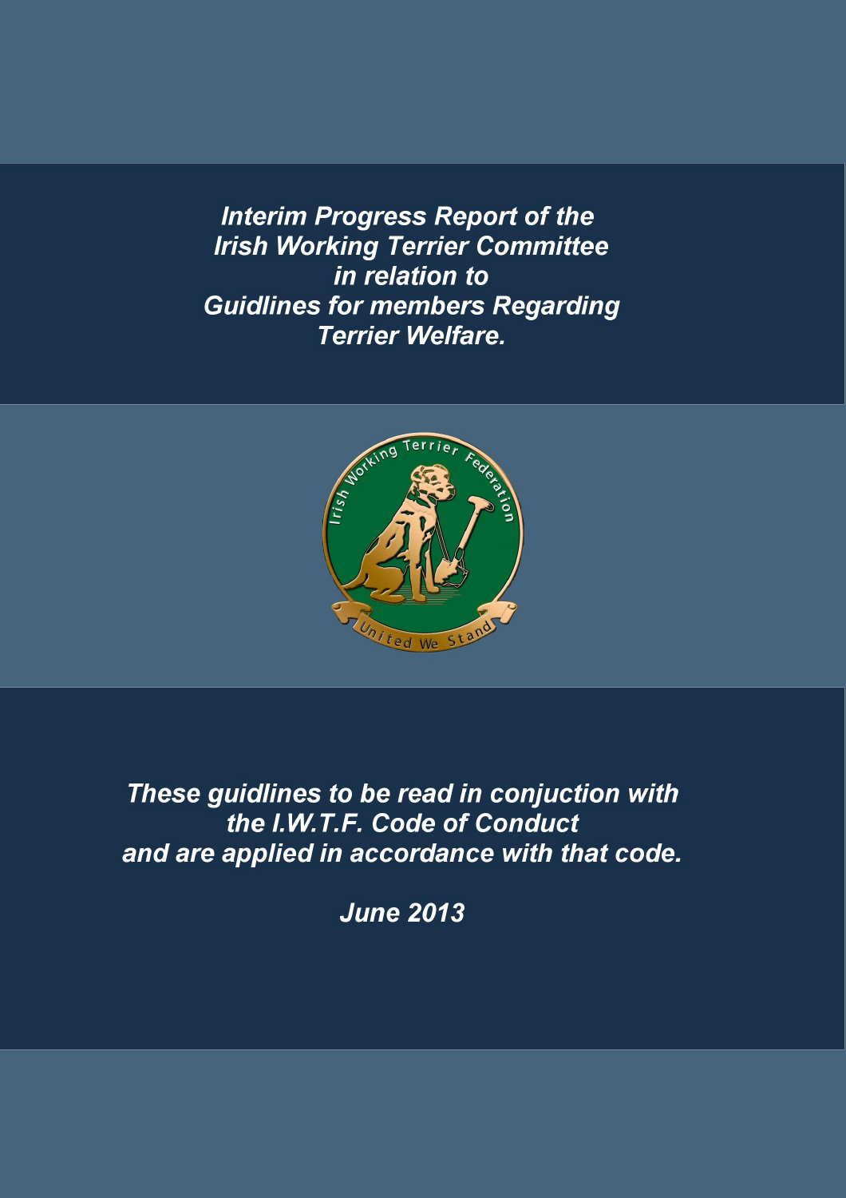# *Interim Progress Report of the Irish Working Terrier Committee in relation to Guidlines for members Regarding Terrier Welfare.*

Irish Working Terrier Federation

United We Stand

*These guidlines to be read in conjuction with the I.W.T.F. Code of Conduct and are applied in accordance with that code.*

*June 2013*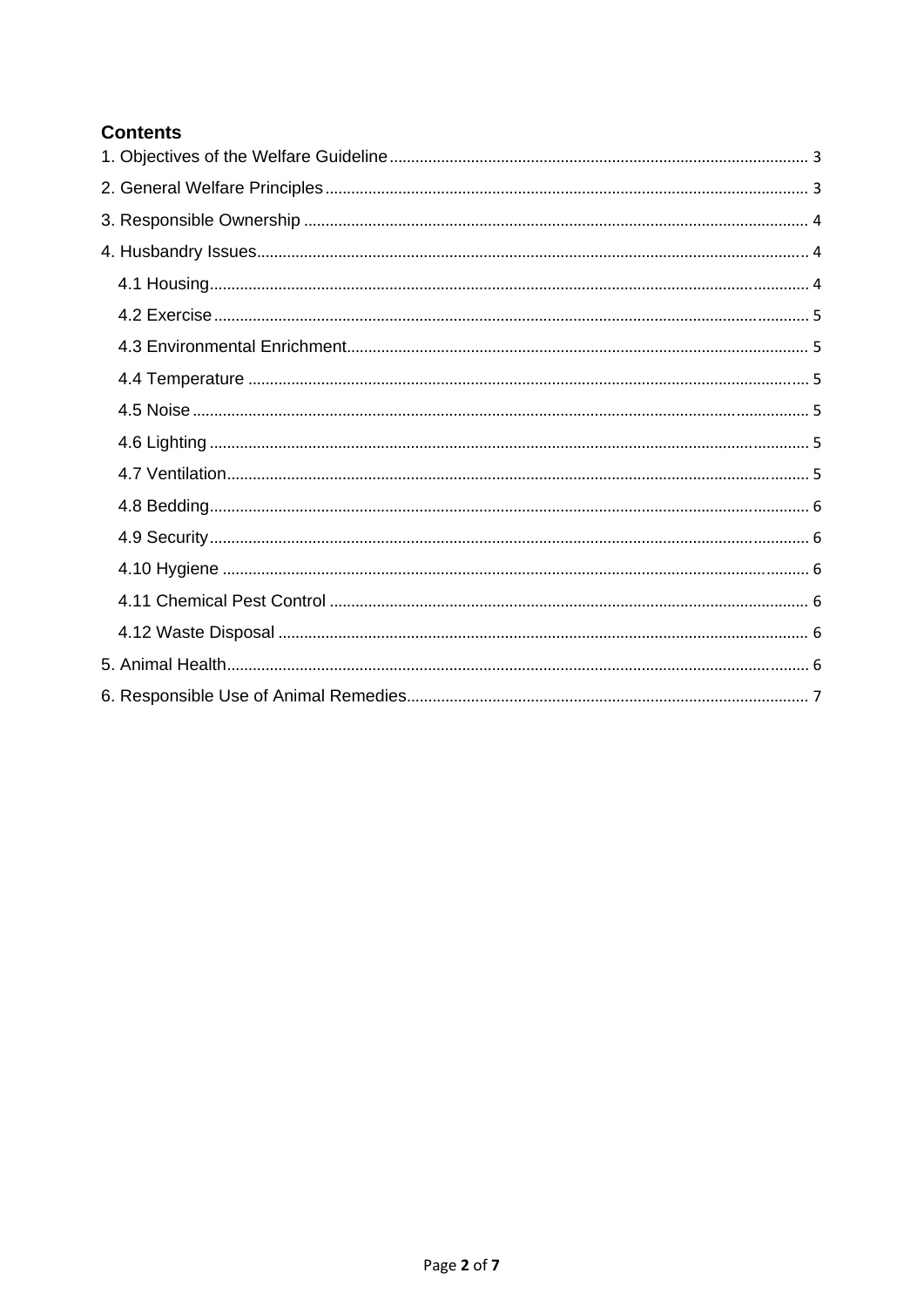## Contents

1. Objectives of the Welfare Guideline ..... 3

2. General Welfare Principles ..... 3

3. Responsible Ownership ..... 4

4. Husbandry Issues ..... 4

- 4.1 Housing ..... 4
- 4.2 Exercise ..... 5
- 4.3 Environmental Enrichment ..... 5
- 4.4 Temperature ..... 5
- 4.5 Noise ..... 5
- 4.6 Lighting ..... 5
- 4.7 Ventilation ..... 5
- 4.8 Bedding ..... 6
- 4.9 Security ..... 6
- 4.10 Hygiene ..... 6
- 4.11 Chemical Pest Control ..... 6
- 4.12 Waste Disposal ..... 6

5. Animal Health ..... 6

6. Responsible Use of Animal Remedies ..... 7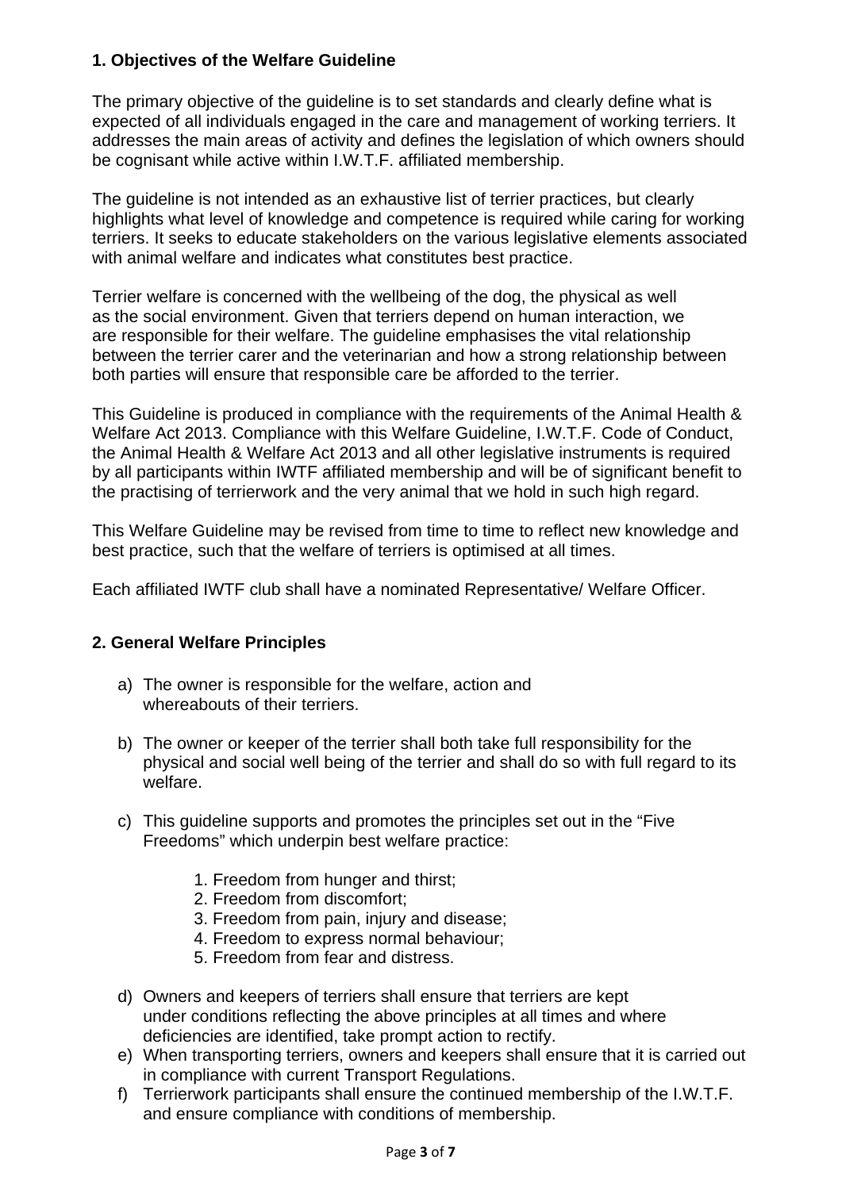## 1. Objectives of the Welfare Guideline

The primary objective of the guideline is to set standards and clearly define what is expected of all individuals engaged in the care and management of working terriers. It addresses the main areas of activity and defines the legislation of which owners should be cognisant while active within I.W.T.F. affiliated membership.

The guideline is not intended as an exhaustive list of terrier practices, but clearly highlights what level of knowledge and competence is required while caring for working terriers. It seeks to educate stakeholders on the various legislative elements associated with animal welfare and indicates what constitutes best practice.

Terrier welfare is concerned with the wellbeing of the dog, the physical as well as the social environment. Given that terriers depend on human interaction, we are responsible for their welfare. The guideline emphasises the vital relationship between the terrier carer and the veterinarian and how a strong relationship between both parties will ensure that responsible care be afforded to the terrier.

This Guideline is produced in compliance with the requirements of the Animal Health & Welfare Act 2013. Compliance with this Welfare Guideline, I.W.T.F. Code of Conduct, the Animal Health & Welfare Act 2013 and all other legislative instruments is required by all participants within IWTF affiliated membership and will be of significant benefit to the practising of terrierwork and the very animal that we hold in such high regard.

This Welfare Guideline may be revised from time to time to reflect new knowledge and best practice, such that the welfare of terriers is optimised at all times.

Each affiliated IWTF club shall have a nominated Representative/ Welfare Officer.

## 2. General Welfare Principles

a) The owner is responsible for the welfare, action and whereabouts of their terriers.

b) The owner or keeper of the terrier shall both take full responsibility for the physical and social well being of the terrier and shall do so with full regard to its welfare.

c) This guideline supports and promotes the principles set out in the "Five Freedoms" which underpin best welfare practice:

   1. Freedom from hunger and thirst;
   2. Freedom from discomfort;
   3. Freedom from pain, injury and disease;
   4. Freedom to express normal behaviour;
   5. Freedom from fear and distress.

d) Owners and keepers of terriers shall ensure that terriers are kept under conditions reflecting the above principles at all times and where deficiencies are identified, take prompt action to rectify.

e) When transporting terriers, owners and keepers shall ensure that it is carried out in compliance with current Transport Regulations.

f) Terrierwork participants shall ensure the continued membership of the I.W.T.F. and ensure compliance with conditions of membership.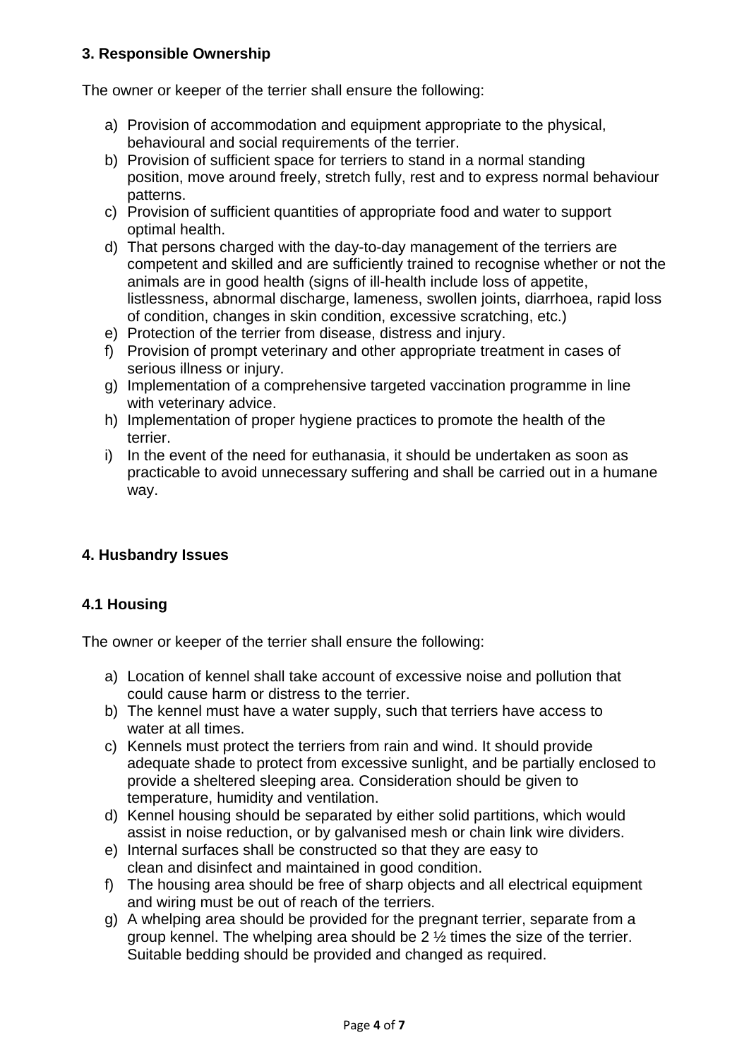### 3. Responsible Ownership

The owner or keeper of the terrier shall ensure the following:

a) Provision of accommodation and equipment appropriate to the physical, behavioural and social requirements of the terrier.
b) Provision of sufficient space for terriers to stand in a normal standing position, move around freely, stretch fully, rest and to express normal behaviour patterns.
c) Provision of sufficient quantities of appropriate food and water to support optimal health.
d) That persons charged with the day-to-day management of the terriers are competent and skilled and are sufficiently trained to recognise whether or not the animals are in good health (signs of ill-health include loss of appetite, listlessness, abnormal discharge, lameness, swollen joints, diarrhoea, rapid loss of condition, changes in skin condition, excessive scratching, etc.)
e) Protection of the terrier from disease, distress and injury.
f) Provision of prompt veterinary and other appropriate treatment in cases of serious illness or injury.
g) Implementation of a comprehensive targeted vaccination programme in line with veterinary advice.
h) Implementation of proper hygiene practices to promote the health of the terrier.
i) In the event of the need for euthanasia, it should be undertaken as soon as practicable to avoid unnecessary suffering and shall be carried out in a humane way.

### 4. Husbandry Issues

#### 4.1 Housing

The owner or keeper of the terrier shall ensure the following:

a) Location of kennel shall take account of excessive noise and pollution that could cause harm or distress to the terrier.
b) The kennel must have a water supply, such that terriers have access to water at all times.
c) Kennels must protect the terriers from rain and wind. It should provide adequate shade to protect from excessive sunlight, and be partially enclosed to provide a sheltered sleeping area. Consideration should be given to temperature, humidity and ventilation.
d) Kennel housing should be separated by either solid partitions, which would assist in noise reduction, or by galvanised mesh or chain link wire dividers.
e) Internal surfaces shall be constructed so that they are easy to clean and disinfect and maintained in good condition.
f) The housing area should be free of sharp objects and all electrical equipment and wiring must be out of reach of the terriers.
g) A whelping area should be provided for the pregnant terrier, separate from a group kennel. The whelping area should be 2 ½ times the size of the terrier. Suitable bedding should be provided and changed as required.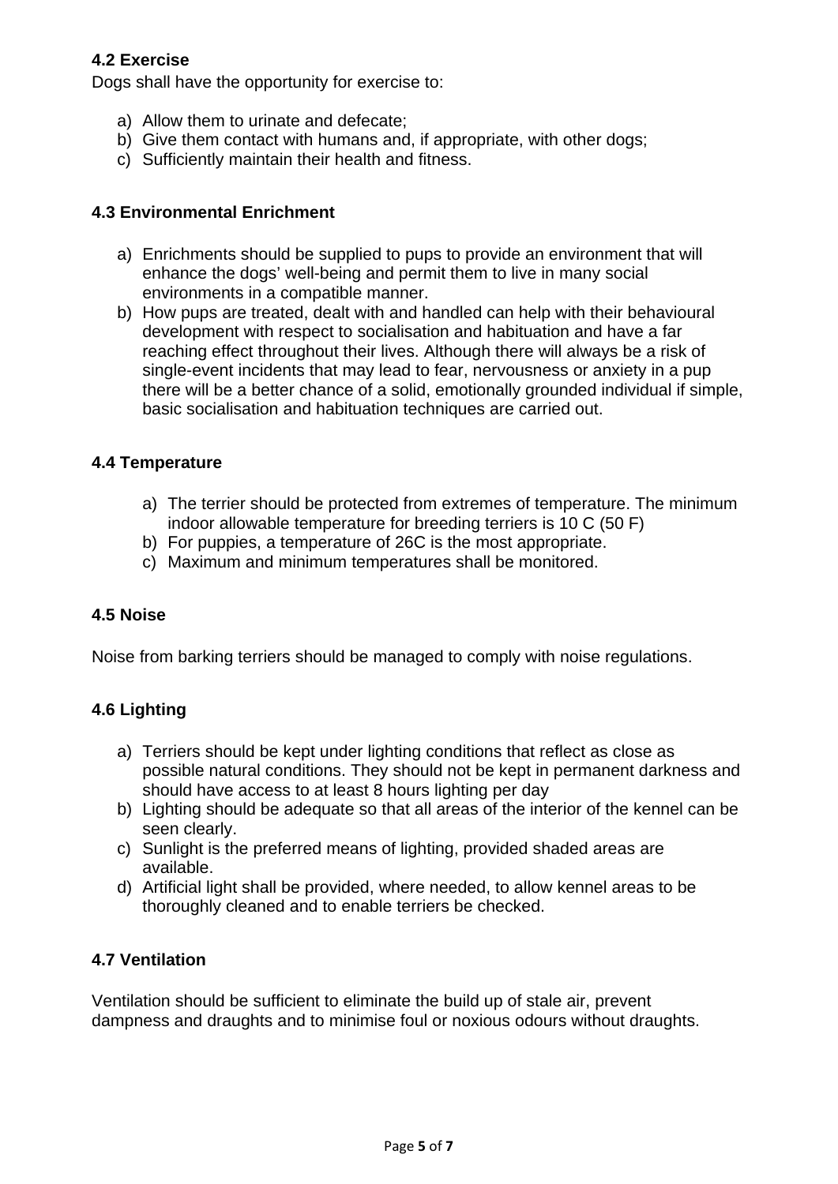### 4.2 Exercise

Dogs shall have the opportunity for exercise to:

a) Allow them to urinate and defecate;
b) Give them contact with humans and, if appropriate, with other dogs;
c) Sufficiently maintain their health and fitness.

### 4.3 Environmental Enrichment

a) Enrichments should be supplied to pups to provide an environment that will enhance the dogs' well-being and permit them to live in many social environments in a compatible manner.
b) How pups are treated, dealt with and handled can help with their behavioural development with respect to socialisation and habituation and have a far reaching effect throughout their lives. Although there will always be a risk of single-event incidents that may lead to fear, nervousness or anxiety in a pup there will be a better chance of a solid, emotionally grounded individual if simple, basic socialisation and habituation techniques are carried out.

### 4.4 Temperature

a) The terrier should be protected from extremes of temperature. The minimum indoor allowable temperature for breeding terriers is 10 C (50 F)
b) For puppies, a temperature of 26C is the most appropriate.
c) Maximum and minimum temperatures shall be monitored.

### 4.5 Noise

Noise from barking terriers should be managed to comply with noise regulations.

### 4.6 Lighting

a) Terriers should be kept under lighting conditions that reflect as close as possible natural conditions. They should not be kept in permanent darkness and should have access to at least 8 hours lighting per day
b) Lighting should be adequate so that all areas of the interior of the kennel can be seen clearly.
c) Sunlight is the preferred means of lighting, provided shaded areas are available.
d) Artificial light shall be provided, where needed, to allow kennel areas to be thoroughly cleaned and to enable terriers be checked.

### 4.7 Ventilation

Ventilation should be sufficient to eliminate the build up of stale air, prevent dampness and draughts and to minimise foul or noxious odours without draughts.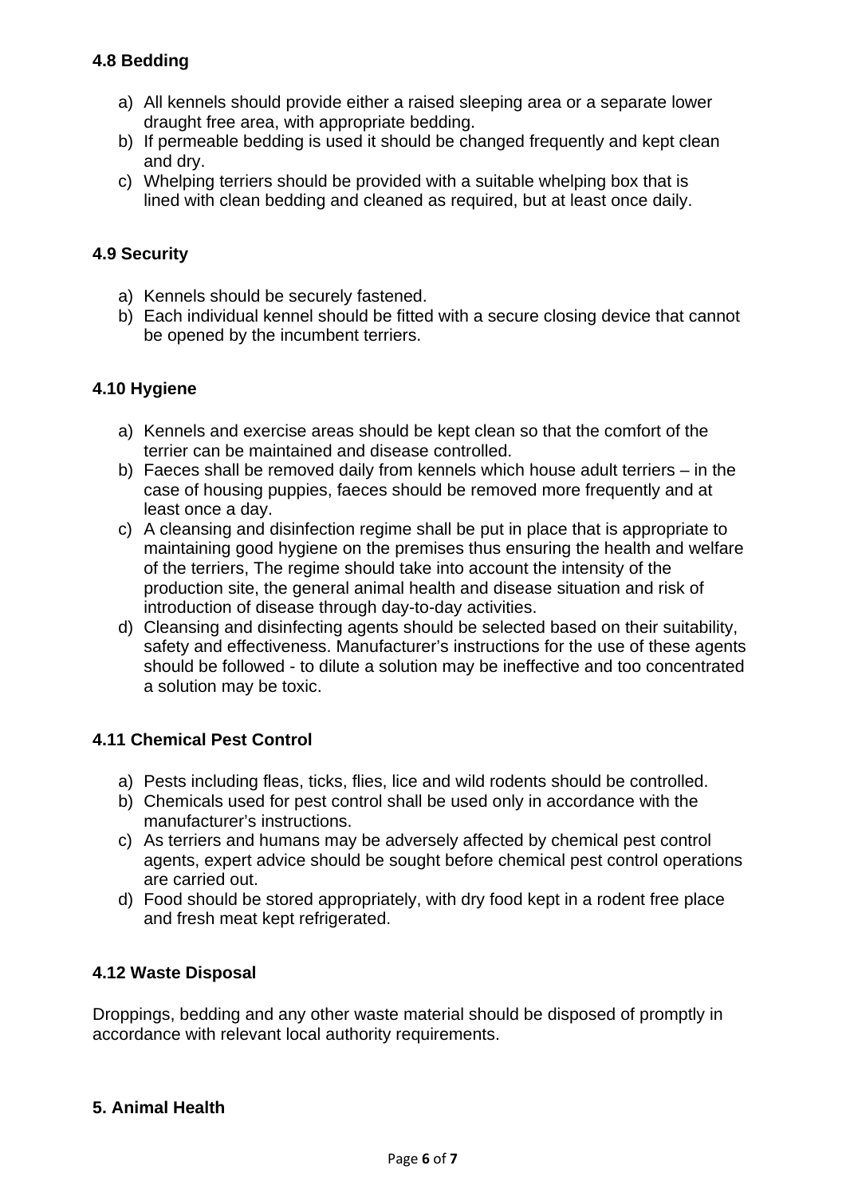### 4.8 Bedding

a) All kennels should provide either a raised sleeping area or a separate lower draught free area, with appropriate bedding.
b) If permeable bedding is used it should be changed frequently and kept clean and dry.
c) Whelping terriers should be provided with a suitable whelping box that is lined with clean bedding and cleaned as required, but at least once daily.

### 4.9 Security

a) Kennels should be securely fastened.
b) Each individual kennel should be fitted with a secure closing device that cannot be opened by the incumbent terriers.

### 4.10 Hygiene

a) Kennels and exercise areas should be kept clean so that the comfort of the terrier can be maintained and disease controlled.
b) Faeces shall be removed daily from kennels which house adult terriers – in the case of housing puppies, faeces should be removed more frequently and at least once a day.
c) A cleansing and disinfection regime shall be put in place that is appropriate to maintaining good hygiene on the premises thus ensuring the health and welfare of the terriers, The regime should take into account the intensity of the production site, the general animal health and disease situation and risk of introduction of disease through day-to-day activities.
d) Cleansing and disinfecting agents should be selected based on their suitability, safety and effectiveness. Manufacturer's instructions for the use of these agents should be followed - to dilute a solution may be ineffective and too concentrated a solution may be toxic.

### 4.11 Chemical Pest Control

a) Pests including fleas, ticks, flies, lice and wild rodents should be controlled.
b) Chemicals used for pest control shall be used only in accordance with the manufacturer's instructions.
c) As terriers and humans may be adversely affected by chemical pest control agents, expert advice should be sought before chemical pest control operations are carried out.
d) Food should be stored appropriately, with dry food kept in a rodent free place and fresh meat kept refrigerated.

### 4.12 Waste Disposal

Droppings, bedding and any other waste material should be disposed of promptly in accordance with relevant local authority requirements.

## 5. Animal Health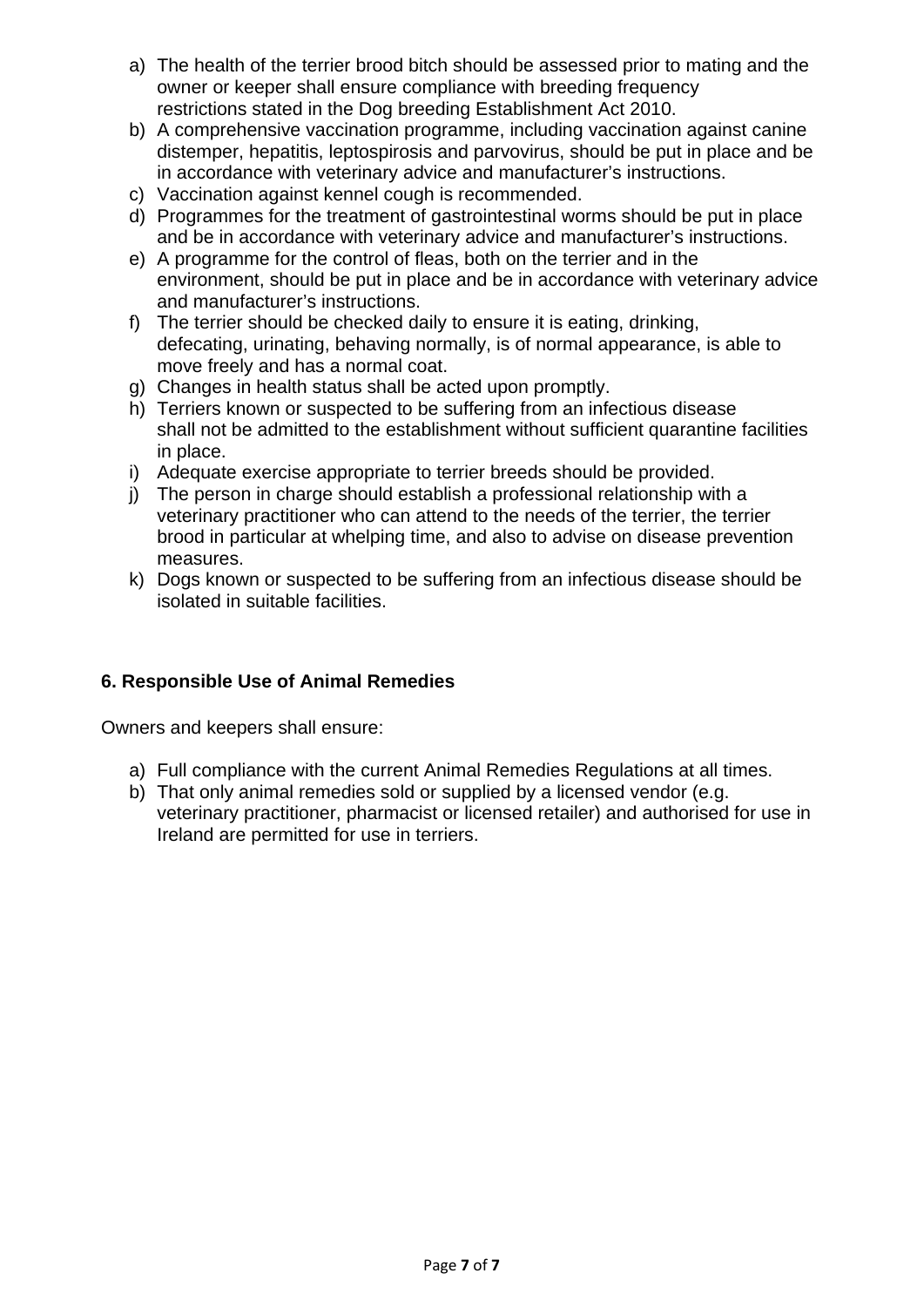a) The health of the terrier brood bitch should be assessed prior to mating and the owner or keeper shall ensure compliance with breeding frequency restrictions stated in the Dog breeding Establishment Act 2010.
b) A comprehensive vaccination programme, including vaccination against canine distemper, hepatitis, leptospirosis and parvovirus, should be put in place and be in accordance with veterinary advice and manufacturer's instructions.
c) Vaccination against kennel cough is recommended.
d) Programmes for the treatment of gastrointestinal worms should be put in place and be in accordance with veterinary advice and manufacturer's instructions.
e) A programme for the control of fleas, both on the terrier and in the environment, should be put in place and be in accordance with veterinary advice and manufacturer's instructions.
f) The terrier should be checked daily to ensure it is eating, drinking, defecating, urinating, behaving normally, is of normal appearance, is able to move freely and has a normal coat.
g) Changes in health status shall be acted upon promptly.
h) Terriers known or suspected to be suffering from an infectious disease shall not be admitted to the establishment without sufficient quarantine facilities in place.
i) Adequate exercise appropriate to terrier breeds should be provided.
j) The person in charge should establish a professional relationship with a veterinary practitioner who can attend to the needs of the terrier, the terrier brood in particular at whelping time, and also to advise on disease prevention measures.
k) Dogs known or suspected to be suffering from an infectious disease should be isolated in suitable facilities.

## 6. Responsible Use of Animal Remedies

Owners and keepers shall ensure:

a) Full compliance with the current Animal Remedies Regulations at all times.
b) That only animal remedies sold or supplied by a licensed vendor (e.g. veterinary practitioner, pharmacist or licensed retailer) and authorised for use in Ireland are permitted for use in terriers.